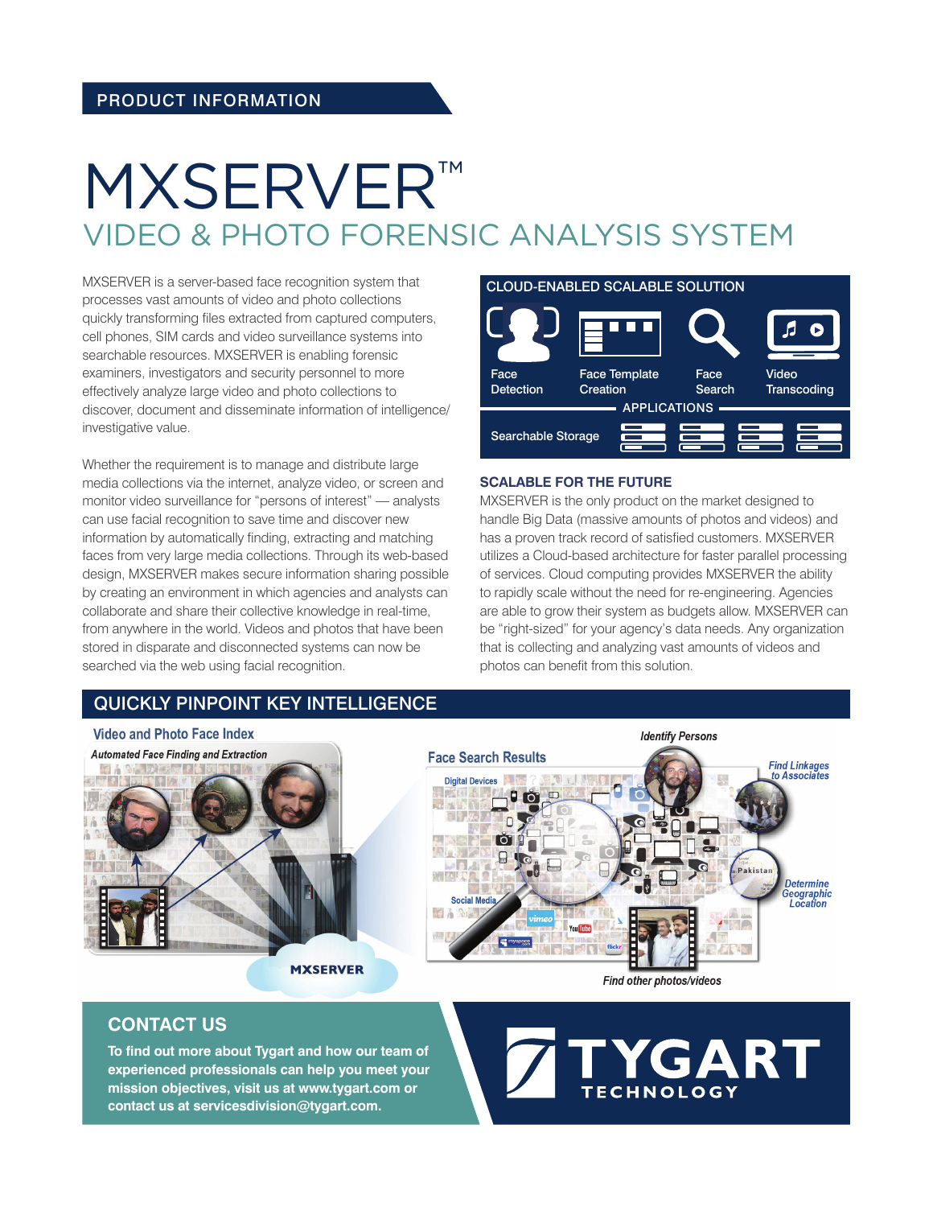PRODUCT INFORMATION

# MXSERVER™

## VIDEO & PHOTO FORENSIC ANALYSIS SYSTEM

MXSERVER is a server-based face recognition system that processes vast amounts of video and photo collections quickly transforming files extracted from captured computers, cell phones, SIM cards and video surveillance systems into searchable resources. MXSERVER is enabling forensic examiners, investigators and security personnel to more effectively analyze large video and photo collections to discover, document and disseminate information of intelligence/investigative value.

Whether the requirement is to manage and distribute large media collections via the internet, analyze video, or screen and monitor video surveillance for "persons of interest" — analysts can use facial recognition to save time and discover new information by automatically finding, extracting and matching faces from very large media collections. Through its web-based design, MXSERVER makes secure information sharing possible by creating an environment in which agencies and analysts can collaborate and share their collective knowledge in real-time, from anywhere in the world. Videos and photos that have been stored in disparate and disconnected systems can now be searched via the web using facial recognition.

### CLOUD-ENABLED SCALABLE SOLUTION

Face Detection | Face Template Creation | Face Search | Video Transcoding

APPLICATIONS

Searchable Storage

### SCALABLE FOR THE FUTURE

MXSERVER is the only product on the market designed to handle Big Data (massive amounts of photos and videos) and has a proven track record of satisfied customers. MXSERVER utilizes a Cloud-based architecture for faster parallel processing of services. Cloud computing provides MXSERVER the ability to rapidly scale without the need for re-engineering. Agencies are able to grow their system as budgets allow. MXSERVER can be "right-sized" for your agency's data needs. Any organization that is collecting and analyzing vast amounts of videos and photos can benefit from this solution.

## QUICKLY PINPOINT KEY INTELLIGENCE

**Video and Photo Face Index**

*Automated Face Finding and Extraction*

MXSERVER

**Face Search Results**

Digital Devices

Social Media

*Identify Persons*

*Find Linkages to Associates*

*Determine Geographic Location*

*Find other photos/videos*

## CONTACT US

**To find out more about Tygart and how our team of experienced professionals can help you meet your mission objectives, visit us at www.tygart.com or contact us at servicesdivision@tygart.com.**

TYGART TECHNOLOGY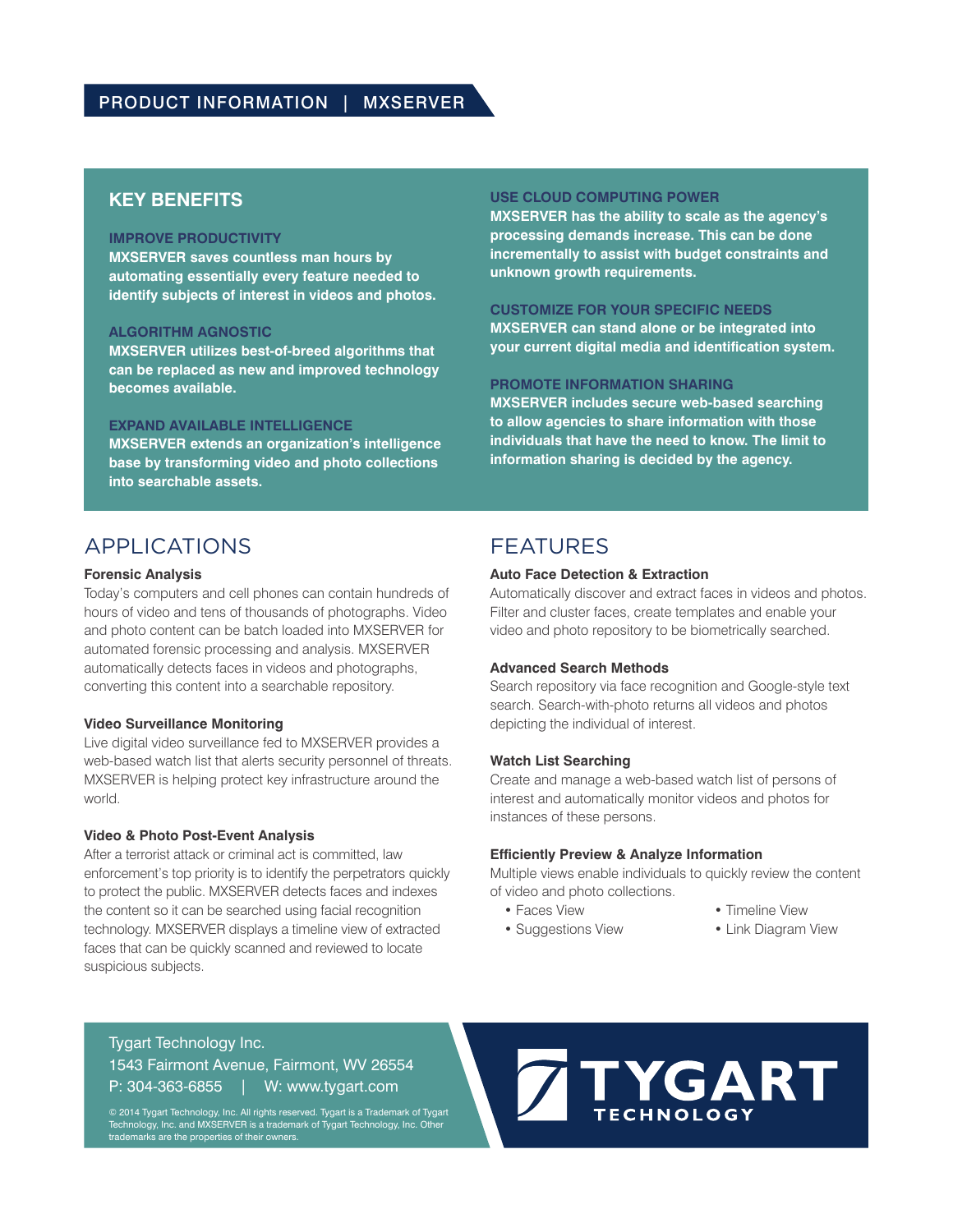PRODUCT INFORMATION | MXSERVER

## KEY BENEFITS

### IMPROVE PRODUCTIVITY

**MXSERVER saves countless man hours by automating essentially every feature needed to identify subjects of interest in videos and photos.**

### ALGORITHM AGNOSTIC

**MXSERVER utilizes best-of-breed algorithms that can be replaced as new and improved technology becomes available.**

### EXPAND AVAILABLE INTELLIGENCE

**MXSERVER extends an organization's intelligence base by transforming video and photo collections into searchable assets.**

### USE CLOUD COMPUTING POWER

**MXSERVER has the ability to scale as the agency's processing demands increase. This can be done incrementally to assist with budget constraints and unknown growth requirements.**

### CUSTOMIZE FOR YOUR SPECIFIC NEEDS

**MXSERVER can stand alone or be integrated into your current digital media and identification system.**

### PROMOTE INFORMATION SHARING

**MXSERVER includes secure web-based searching to allow agencies to share information with those individuals that have the need to know. The limit to information sharing is decided by the agency.**

## APPLICATIONS

**Forensic Analysis**

Today's computers and cell phones can contain hundreds of hours of video and tens of thousands of photographs. Video and photo content can be batch loaded into MXSERVER for automated forensic processing and analysis. MXSERVER automatically detects faces in videos and photographs, converting this content into a searchable repository.

**Video Surveillance Monitoring**

Live digital video surveillance fed to MXSERVER provides a web-based watch list that alerts security personnel of threats. MXSERVER is helping protect key infrastructure around the world.

**Video & Photo Post-Event Analysis**

After a terrorist attack or criminal act is committed, law enforcement's top priority is to identify the perpetrators quickly to protect the public. MXSERVER detects faces and indexes the content so it can be searched using facial recognition technology. MXSERVER displays a timeline view of extracted faces that can be quickly scanned and reviewed to locate suspicious subjects.

## FEATURES

**Auto Face Detection & Extraction**

Automatically discover and extract faces in videos and photos. Filter and cluster faces, create templates and enable your video and photo repository to be biometrically searched.

**Advanced Search Methods**

Search repository via face recognition and Google-style text search. Search-with-photo returns all videos and photos depicting the individual of interest.

**Watch List Searching**

Create and manage a web-based watch list of persons of interest and automatically monitor videos and photos for instances of these persons.

**Efficiently Preview & Analyze Information**

Multiple views enable individuals to quickly review the content of video and photo collections.

- Faces View
- Suggestions View
- Timeline View
- Link Diagram View

Tygart Technology Inc.
1543 Fairmont Avenue, Fairmont, WV 26554
P: 304-363-6855 | W: www.tygart.com

© 2014 Tygart Technology, Inc. All rights reserved. Tygart is a Trademark of Tygart Technology, Inc. and MXSERVER is a trademark of Tygart Technology, Inc. Other trademarks are the properties of their owners.

TYGART TECHNOLOGY